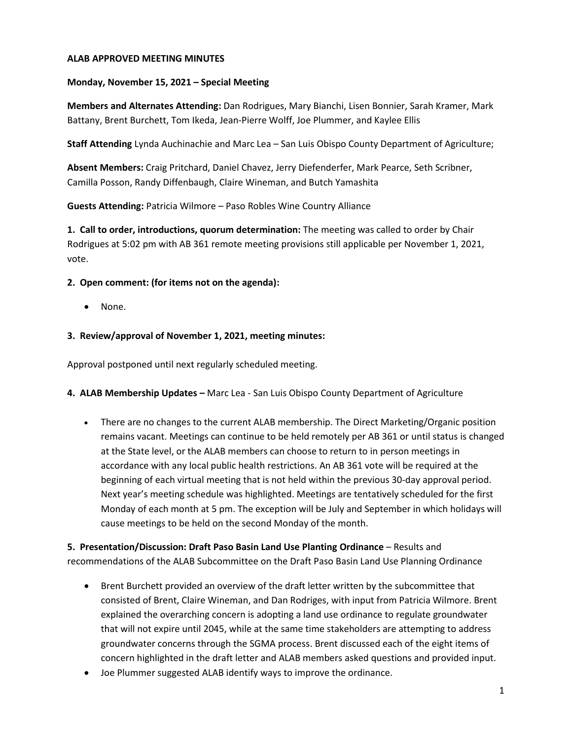**ALAB APPROVED MEETING MINUTES**

**Monday, November 15, 2021 – Special Meeting**

**Members and Alternates Attending:** Dan Rodrigues, Mary Bianchi, Lisen Bonnier, Sarah Kramer, Mark Battany, Brent Burchett, Tom Ikeda, Jean-Pierre Wolff, Joe Plummer, and Kaylee Ellis

**Staff Attending** Lynda Auchinachie and Marc Lea – San Luis Obispo County Department of Agriculture;

**Absent Members:** Craig Pritchard, Daniel Chavez, Jerry Diefenderfer, Mark Pearce, Seth Scribner, Camilla Posson, Randy Diffenbaugh, Claire Wineman, and Butch Yamashita

**Guests Attending:** Patricia Wilmore – Paso Robles Wine Country Alliance

**1. Call to order, introductions, quorum determination:** The meeting was called to order by Chair Rodrigues at 5:02 pm with AB 361 remote meeting provisions still applicable per November 1, 2021, vote.

**2. Open comment: (for items not on the agenda):**

- None.

**3. Review/approval of November 1, 2021, meeting minutes:**

Approval postponed until next regularly scheduled meeting.

**4. ALAB Membership Updates –** Marc Lea - San Luis Obispo County Department of Agriculture

- There are no changes to the current ALAB membership. The Direct Marketing/Organic position remains vacant. Meetings can continue to be held remotely per AB 361 or until status is changed at the State level, or the ALAB members can choose to return to in person meetings in accordance with any local public health restrictions. An AB 361 vote will be required at the beginning of each virtual meeting that is not held within the previous 30-day approval period. Next year's meeting schedule was highlighted. Meetings are tentatively scheduled for the first Monday of each month at 5 pm. The exception will be July and September in which holidays will cause meetings to be held on the second Monday of the month.

**5. Presentation/Discussion: Draft Paso Basin Land Use Planting Ordinance** – Results and recommendations of the ALAB Subcommittee on the Draft Paso Basin Land Use Planning Ordinance

- Brent Burchett provided an overview of the draft letter written by the subcommittee that consisted of Brent, Claire Wineman, and Dan Rodriges, with input from Patricia Wilmore. Brent explained the overarching concern is adopting a land use ordinance to regulate groundwater that will not expire until 2045, while at the same time stakeholders are attempting to address groundwater concerns through the SGMA process. Brent discussed each of the eight items of concern highlighted in the draft letter and ALAB members asked questions and provided input.
- Joe Plummer suggested ALAB identify ways to improve the ordinance.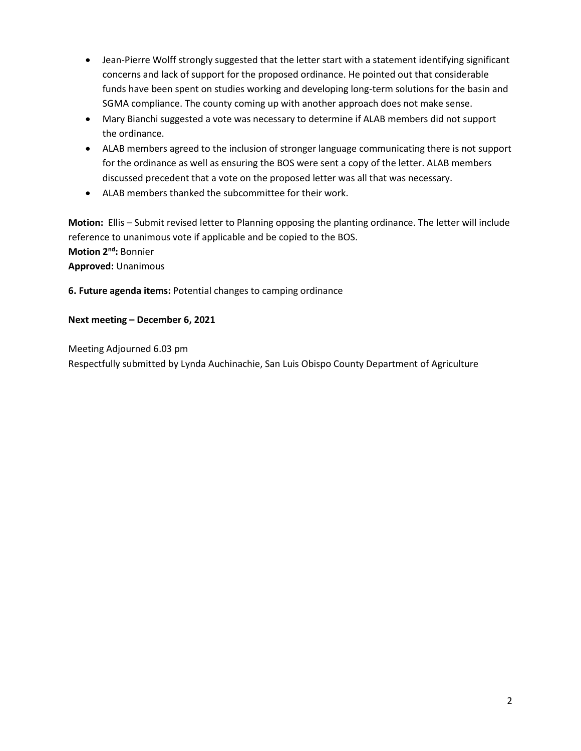- Jean-Pierre Wolff strongly suggested that the letter start with a statement identifying significant concerns and lack of support for the proposed ordinance. He pointed out that considerable funds have been spent on studies working and developing long-term solutions for the basin and SGMA compliance. The county coming up with another approach does not make sense.
- Mary Bianchi suggested a vote was necessary to determine if ALAB members did not support the ordinance.
- ALAB members agreed to the inclusion of stronger language communicating there is not support for the ordinance as well as ensuring the BOS were sent a copy of the letter. ALAB members discussed precedent that a vote on the proposed letter was all that was necessary.
- ALAB members thanked the subcommittee for their work.

**Motion:** Ellis – Submit revised letter to Planning opposing the planting ordinance. The letter will include reference to unanimous vote if applicable and be copied to the BOS.
**Motion 2nd:** Bonnier
**Approved:** Unanimous

**6. Future agenda items:** Potential changes to camping ordinance

**Next meeting – December 6, 2021**

Meeting Adjourned 6.03 pm
Respectfully submitted by Lynda Auchinachie, San Luis Obispo County Department of Agriculture